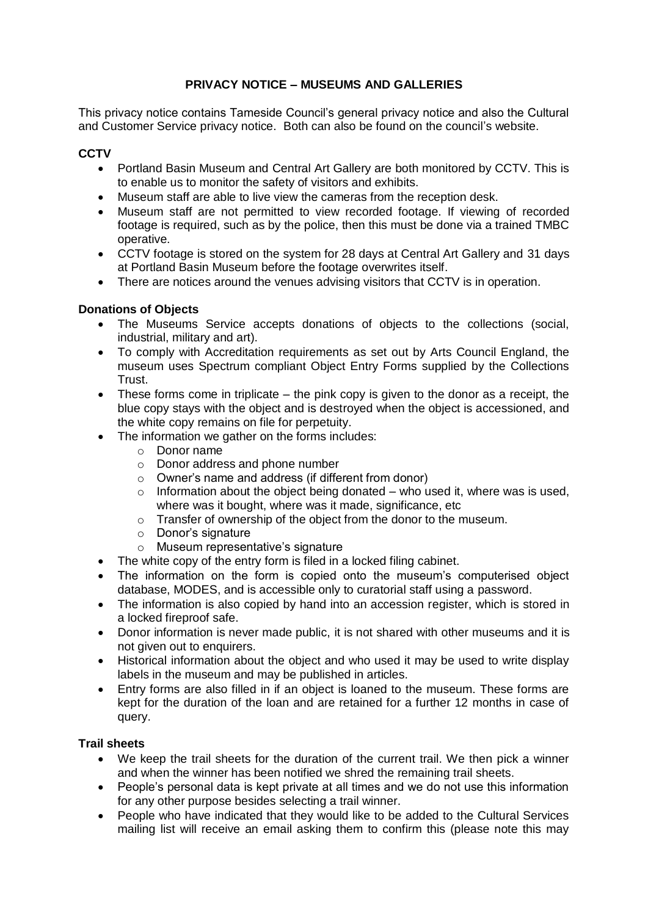# PRIVACY NOTICE – MUSEUMS AND GALLERIES

This privacy notice contains Tameside Council's general privacy notice and also the Cultural and Customer Service privacy notice. Both can also be found on the council's website.

**CCTV**

- Portland Basin Museum and Central Art Gallery are both monitored by CCTV. This is to enable us to monitor the safety of visitors and exhibits.
- Museum staff are able to live view the cameras from the reception desk.
- Museum staff are not permitted to view recorded footage. If viewing of recorded footage is required, such as by the police, then this must be done via a trained TMBC operative.
- CCTV footage is stored on the system for 28 days at Central Art Gallery and 31 days at Portland Basin Museum before the footage overwrites itself.
- There are notices around the venues advising visitors that CCTV is in operation.

**Donations of Objects**

- The Museums Service accepts donations of objects to the collections (social, industrial, military and art).
- To comply with Accreditation requirements as set out by Arts Council England, the museum uses Spectrum compliant Object Entry Forms supplied by the Collections Trust.
- These forms come in triplicate – the pink copy is given to the donor as a receipt, the blue copy stays with the object and is destroyed when the object is accessioned, and the white copy remains on file for perpetuity.
- The information we gather on the forms includes:
  - Donor name
  - Donor address and phone number
  - Owner's name and address (if different from donor)
  - Information about the object being donated – who used it, where was is used, where was it bought, where was it made, significance, etc
  - Transfer of ownership of the object from the donor to the museum.
  - Donor's signature
  - Museum representative's signature
- The white copy of the entry form is filed in a locked filing cabinet.
- The information on the form is copied onto the museum's computerised object database, MODES, and is accessible only to curatorial staff using a password.
- The information is also copied by hand into an accession register, which is stored in a locked fireproof safe.
- Donor information is never made public, it is not shared with other museums and it is not given out to enquirers.
- Historical information about the object and who used it may be used to write display labels in the museum and may be published in articles.
- Entry forms are also filled in if an object is loaned to the museum. These forms are kept for the duration of the loan and are retained for a further 12 months in case of query.

**Trail sheets**

- We keep the trail sheets for the duration of the current trail. We then pick a winner and when the winner has been notified we shred the remaining trail sheets.
- People's personal data is kept private at all times and we do not use this information for any other purpose besides selecting a trail winner.
- People who have indicated that they would like to be added to the Cultural Services mailing list will receive an email asking them to confirm this (please note this may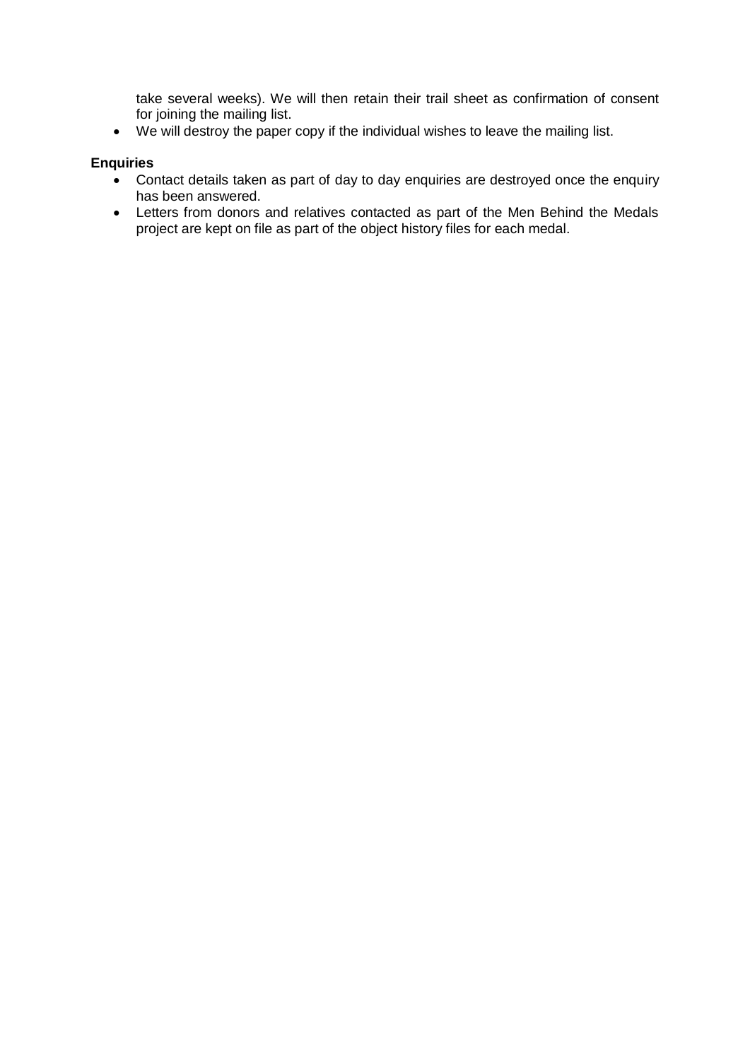take several weeks). We will then retain their trail sheet as confirmation of consent for joining the mailing list.

- We will destroy the paper copy if the individual wishes to leave the mailing list.

**Enquiries**

- Contact details taken as part of day to day enquiries are destroyed once the enquiry has been answered.
- Letters from donors and relatives contacted as part of the Men Behind the Medals project are kept on file as part of the object history files for each medal.